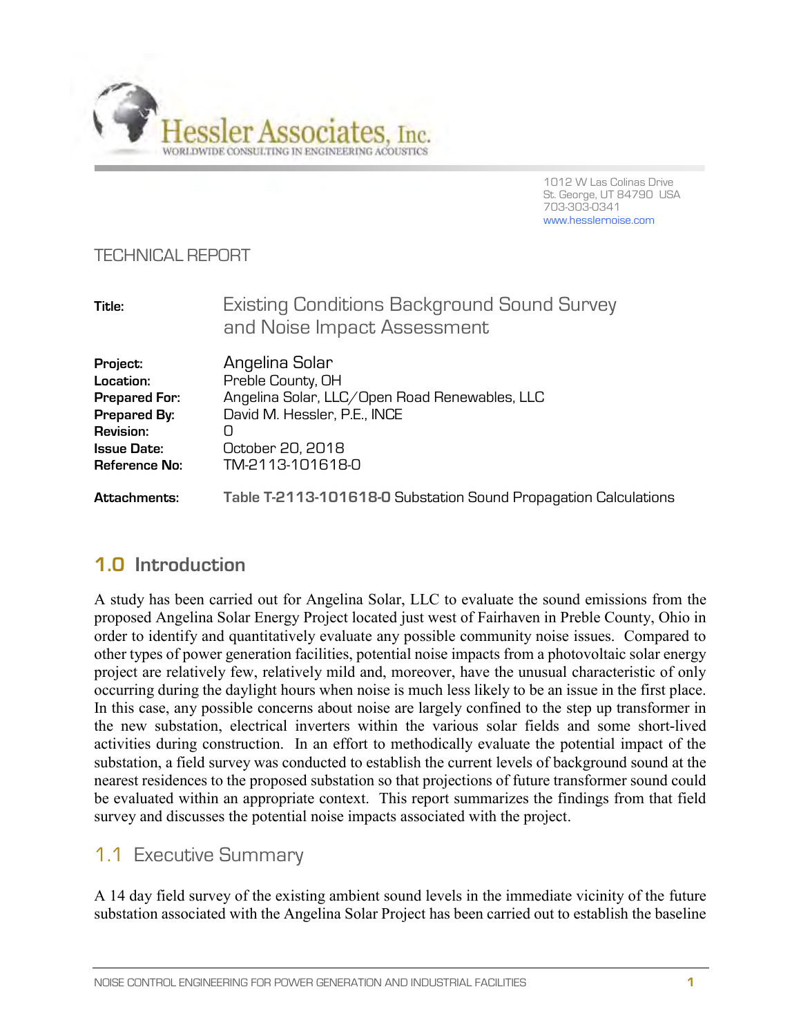Hessler Associates, Inc.
WORLDWIDE CONSULTING IN ENGINEERING ACOUSTICS

1012 W Las Colinas Drive
St. George, UT 84790 USA
703-303-0341
www.hesslernoise.com

TECHNICAL REPORT

| | |
|---|---|
| **Title:** | Existing Conditions Background Sound Survey and Noise Impact Assessment |
| **Project:** | Angelina Solar |
| **Location:** | Preble County, OH |
| **Prepared For:** | Angelina Solar, LLC/Open Road Renewables, LLC |
| **Prepared By:** | David M. Hessler, P.E., INCE |
| **Revision:** | 0 |
| **Issue Date:** | October 20, 2018 |
| **Reference No:** | TM-2113-101618-0 |
| **Attachments:** | **Table T-2113-101618-0** Substation Sound Propagation Calculations |

## 1.0 Introduction

A study has been carried out for Angelina Solar, LLC to evaluate the sound emissions from the proposed Angelina Solar Energy Project located just west of Fairhaven in Preble County, Ohio in order to identify and quantitatively evaluate any possible community noise issues. Compared to other types of power generation facilities, potential noise impacts from a photovoltaic solar energy project are relatively few, relatively mild and, moreover, have the unusual characteristic of only occurring during the daylight hours when noise is much less likely to be an issue in the first place. In this case, any possible concerns about noise are largely confined to the step up transformer in the new substation, electrical inverters within the various solar fields and some short-lived activities during construction. In an effort to methodically evaluate the potential impact of the substation, a field survey was conducted to establish the current levels of background sound at the nearest residences to the proposed substation so that projections of future transformer sound could be evaluated within an appropriate context. This report summarizes the findings from that field survey and discusses the potential noise impacts associated with the project.

### 1.1 Executive Summary

A 14 day field survey of the existing ambient sound levels in the immediate vicinity of the future substation associated with the Angelina Solar Project has been carried out to establish the baseline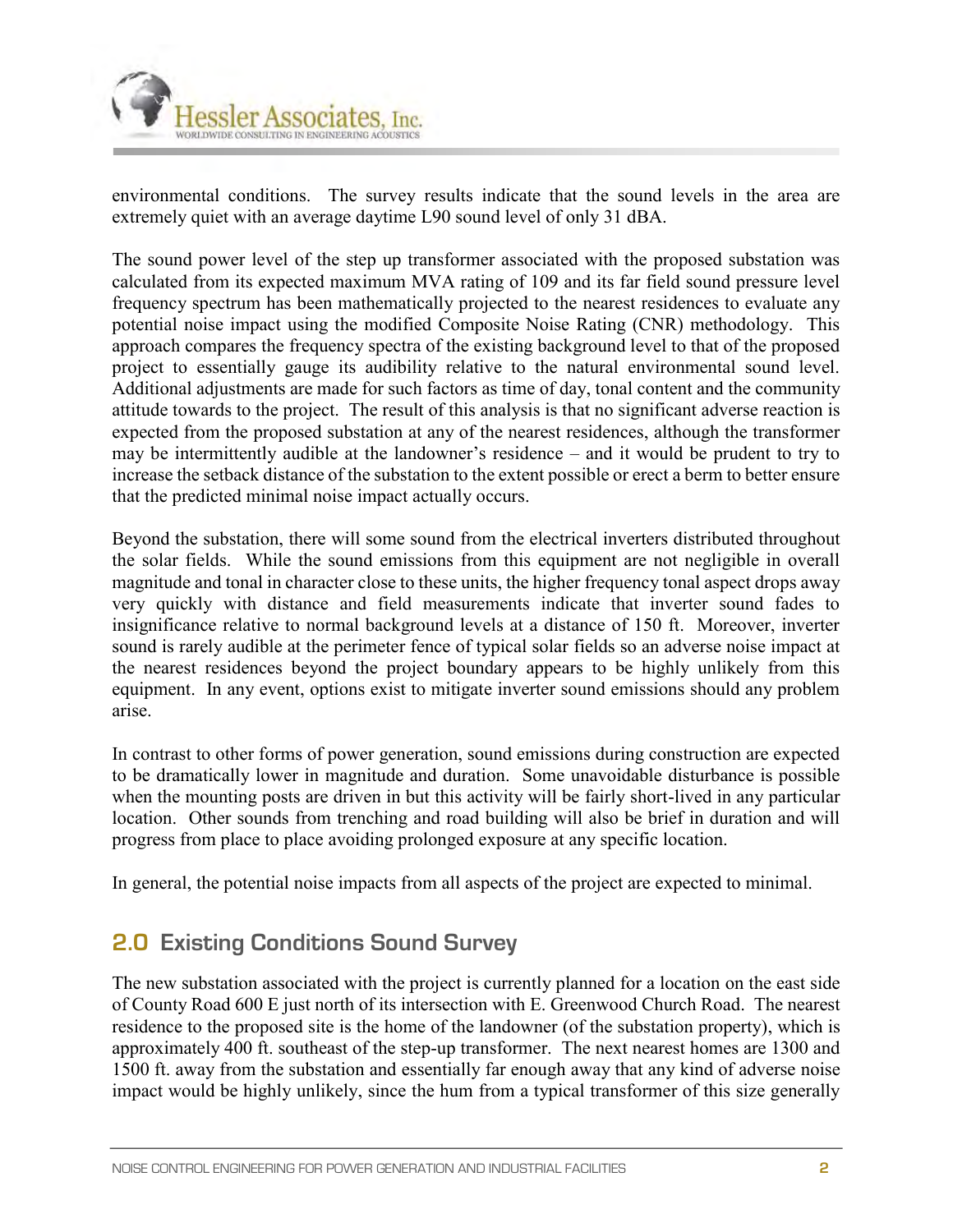environmental conditions. The survey results indicate that the sound levels in the area are extremely quiet with an average daytime L90 sound level of only 31 dBA.

The sound power level of the step up transformer associated with the proposed substation was calculated from its expected maximum MVA rating of 109 and its far field sound pressure level frequency spectrum has been mathematically projected to the nearest residences to evaluate any potential noise impact using the modified Composite Noise Rating (CNR) methodology. This approach compares the frequency spectra of the existing background level to that of the proposed project to essentially gauge its audibility relative to the natural environmental sound level. Additional adjustments are made for such factors as time of day, tonal content and the community attitude towards to the project. The result of this analysis is that no significant adverse reaction is expected from the proposed substation at any of the nearest residences, although the transformer may be intermittently audible at the landowner's residence – and it would be prudent to try to increase the setback distance of the substation to the extent possible or erect a berm to better ensure that the predicted minimal noise impact actually occurs.

Beyond the substation, there will some sound from the electrical inverters distributed throughout the solar fields. While the sound emissions from this equipment are not negligible in overall magnitude and tonal in character close to these units, the higher frequency tonal aspect drops away very quickly with distance and field measurements indicate that inverter sound fades to insignificance relative to normal background levels at a distance of 150 ft. Moreover, inverter sound is rarely audible at the perimeter fence of typical solar fields so an adverse noise impact at the nearest residences beyond the project boundary appears to be highly unlikely from this equipment. In any event, options exist to mitigate inverter sound emissions should any problem arise.

In contrast to other forms of power generation, sound emissions during construction are expected to be dramatically lower in magnitude and duration. Some unavoidable disturbance is possible when the mounting posts are driven in but this activity will be fairly short-lived in any particular location. Other sounds from trenching and road building will also be brief in duration and will progress from place to place avoiding prolonged exposure at any specific location.

In general, the potential noise impacts from all aspects of the project are expected to minimal.

## 2.0 Existing Conditions Sound Survey

The new substation associated with the project is currently planned for a location on the east side of County Road 600 E just north of its intersection with E. Greenwood Church Road. The nearest residence to the proposed site is the home of the landowner (of the substation property), which is approximately 400 ft. southeast of the step-up transformer. The next nearest homes are 1300 and 1500 ft. away from the substation and essentially far enough away that any kind of adverse noise impact would be highly unlikely, since the hum from a typical transformer of this size generally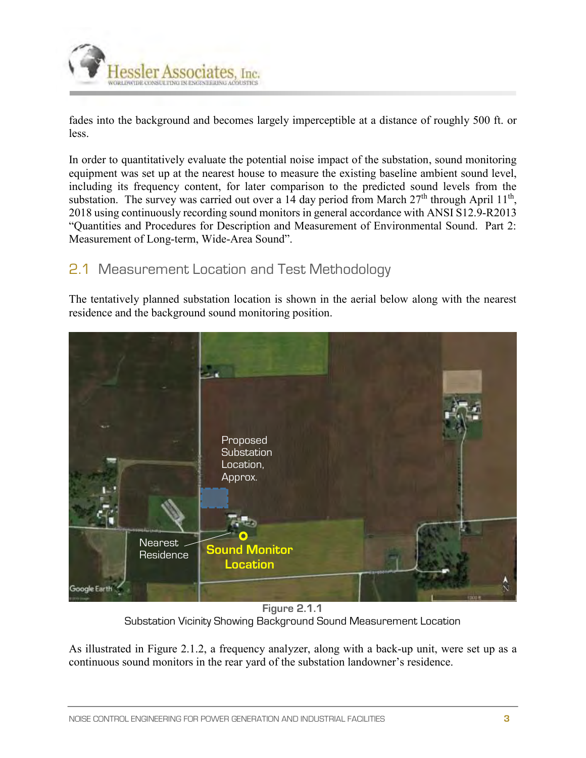fades into the background and becomes largely imperceptible at a distance of roughly 500 ft. or less.

In order to quantitatively evaluate the potential noise impact of the substation, sound monitoring equipment was set up at the nearest house to measure the existing baseline ambient sound level, including its frequency content, for later comparison to the predicted sound levels from the substation. The survey was carried out over a 14 day period from March 27th through April 11th, 2018 using continuously recording sound monitors in general accordance with ANSI S12.9-R2013 "Quantities and Procedures for Description and Measurement of Environmental Sound. Part 2: Measurement of Long-term, Wide-Area Sound".

## 2.1 Measurement Location and Test Methodology

The tentatively planned substation location is shown in the aerial below along with the nearest residence and the background sound monitoring position.

**Figure 2.1.1**
Substation Vicinity Showing Background Sound Measurement Location

As illustrated in Figure 2.1.2, a frequency analyzer, along with a back-up unit, were set up as a continuous sound monitors in the rear yard of the substation landowner's residence.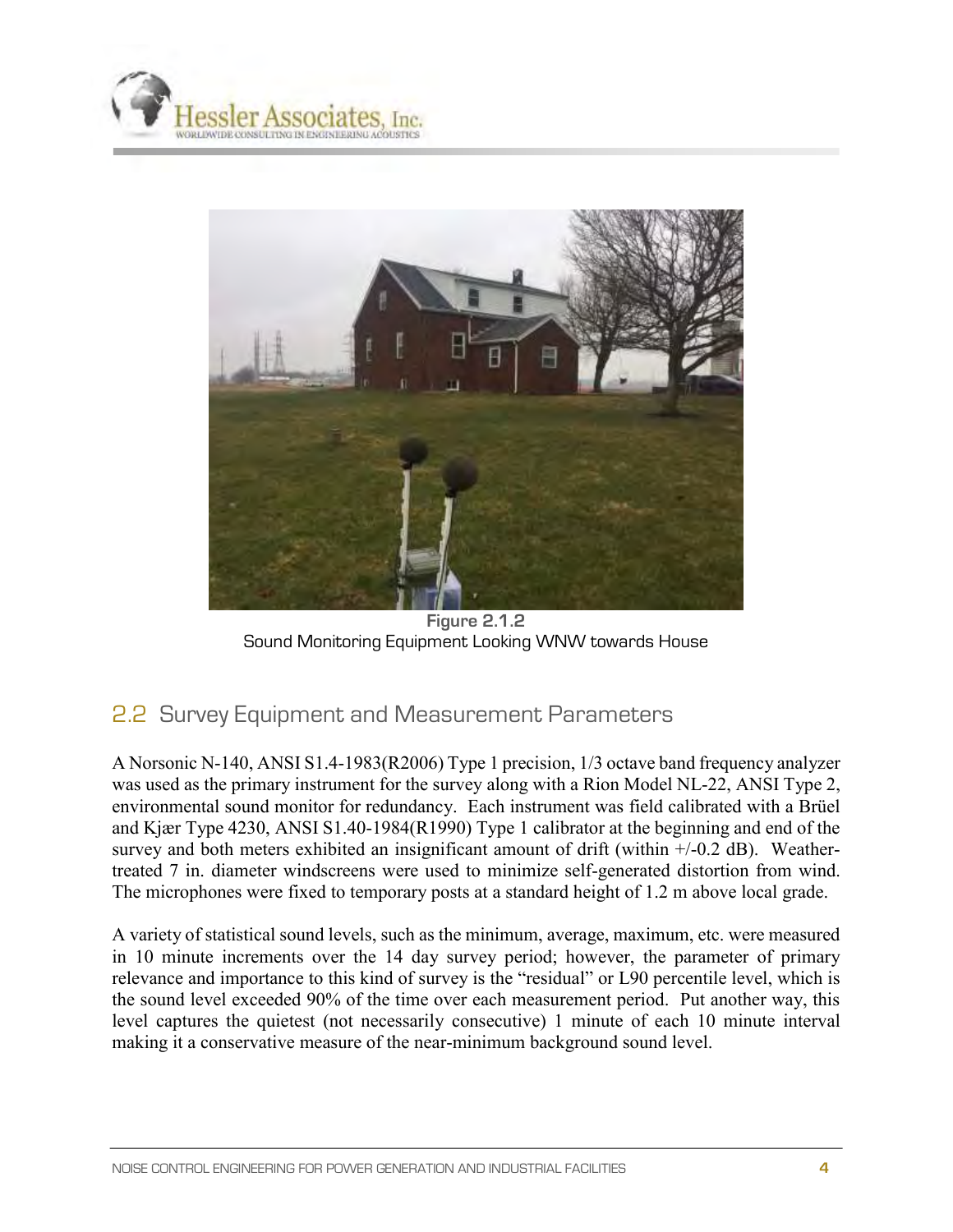Figure 2.1.2
Sound Monitoring Equipment Looking WNW towards House

## 2.2 Survey Equipment and Measurement Parameters

A Norsonic N-140, ANSI S1.4-1983(R2006) Type 1 precision, 1/3 octave band frequency analyzer was used as the primary instrument for the survey along with a Rion Model NL-22, ANSI Type 2, environmental sound monitor for redundancy. Each instrument was field calibrated with a Brüel and Kjær Type 4230, ANSI S1.40-1984(R1990) Type 1 calibrator at the beginning and end of the survey and both meters exhibited an insignificant amount of drift (within +/-0.2 dB). Weather-treated 7 in. diameter windscreens were used to minimize self-generated distortion from wind. The microphones were fixed to temporary posts at a standard height of 1.2 m above local grade.

A variety of statistical sound levels, such as the minimum, average, maximum, etc. were measured in 10 minute increments over the 14 day survey period; however, the parameter of primary relevance and importance to this kind of survey is the "residual" or L90 percentile level, which is the sound level exceeded 90% of the time over each measurement period. Put another way, this level captures the quietest (not necessarily consecutive) 1 minute of each 10 minute interval making it a conservative measure of the near-minimum background sound level.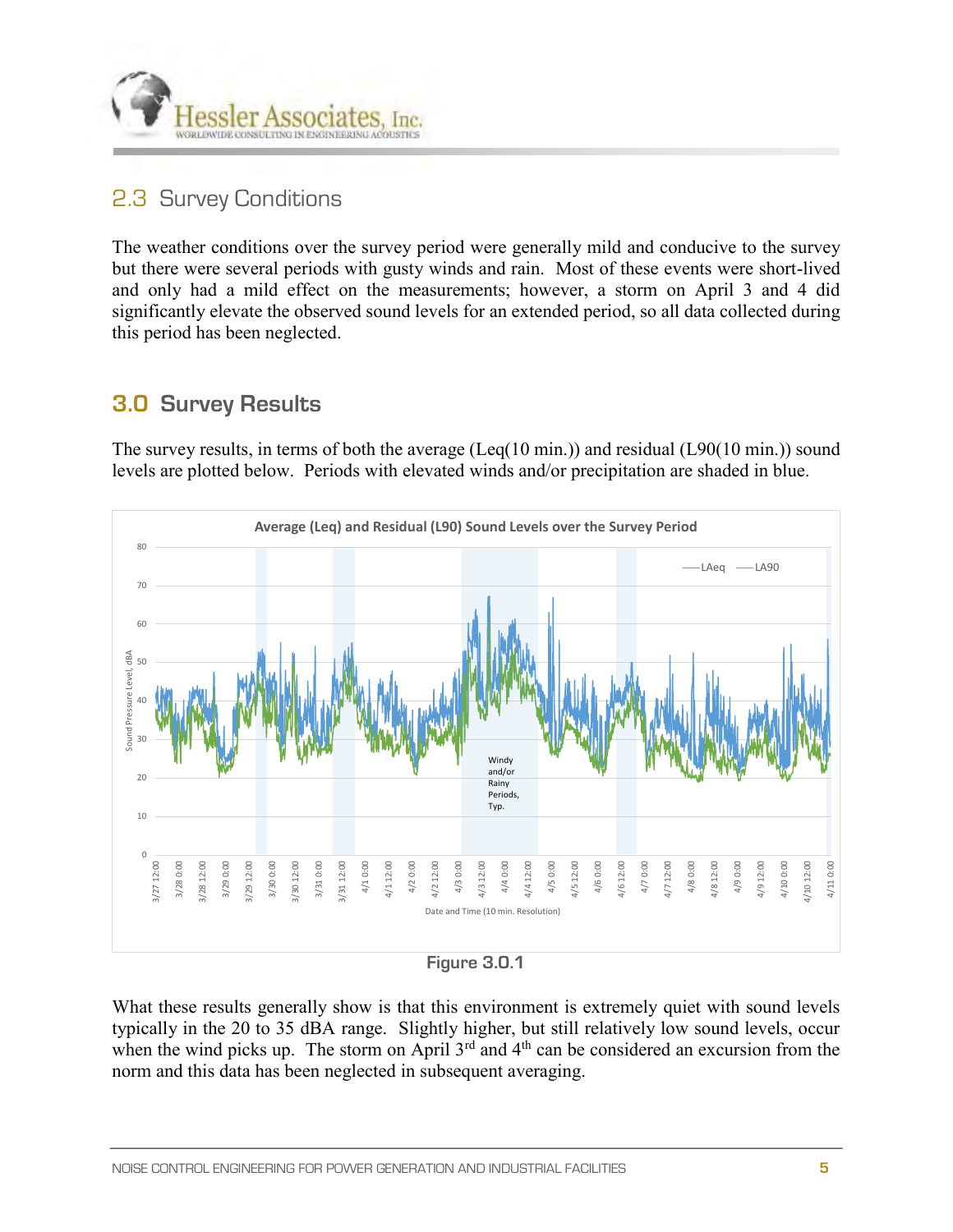## 2.3 Survey Conditions

The weather conditions over the survey period were generally mild and conducive to the survey but there were several periods with gusty winds and rain. Most of these events were short-lived and only had a mild effect on the measurements; however, a storm on April 3 and 4 did significantly elevate the observed sound levels for an extended period, so all data collected during this period has been neglected.

# 3.0 Survey Results

The survey results, in terms of both the average (Leq(10 min.)) and residual (L90(10 min.)) sound levels are plotted below. Periods with elevated winds and/or precipitation are shaded in blue.

Figure 3.0.1

What these results generally show is that this environment is extremely quiet with sound levels typically in the 20 to 35 dBA range. Slightly higher, but still relatively low sound levels, occur when the wind picks up. The storm on April 3rd and 4th can be considered an excursion from the norm and this data has been neglected in subsequent averaging.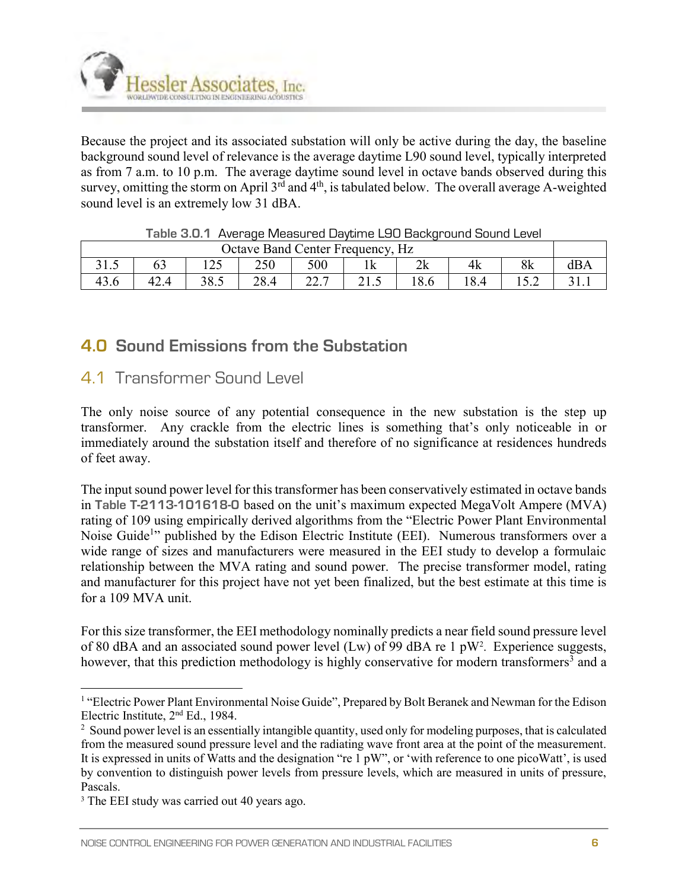Because the project and its associated substation will only be active during the day, the baseline background sound level of relevance is the average daytime L90 sound level, typically interpreted as from 7 a.m. to 10 p.m. The average daytime sound level in octave bands observed during this survey, omitting the storm on April 3rd and 4th, is tabulated below. The overall average A-weighted sound level is an extremely low 31 dBA.

**Table 3.0.1** Average Measured Daytime L90 Background Sound Level

| Octave Band Center Frequency, Hz | | | | | | | | | |
|---|---|---|---|---|---|---|---|---|---|
| 31.5 | 63 | 125 | 250 | 500 | 1k | 2k | 4k | 8k | dBA |
| 43.6 | 42.4 | 38.5 | 28.4 | 22.7 | 21.5 | 18.6 | 18.4 | 15.2 | 31.1 |

## 4.0 Sound Emissions from the Substation

### 4.1 Transformer Sound Level

The only noise source of any potential consequence in the new substation is the step up transformer. Any crackle from the electric lines is something that's only noticeable in or immediately around the substation itself and therefore of no significance at residences hundreds of feet away.

The input sound power level for this transformer has been conservatively estimated in octave bands in **Table T-2113-101618-0** based on the unit's maximum expected MegaVolt Ampere (MVA) rating of 109 using empirically derived algorithms from the "Electric Power Plant Environmental Noise Guide[1]" published by the Edison Electric Institute (EEI). Numerous transformers over a wide range of sizes and manufacturers were measured in the EEI study to develop a formulaic relationship between the MVA rating and sound power. The precise transformer model, rating and manufacturer for this project have not yet been finalized, but the best estimate at this time is for a 109 MVA unit.

For this size transformer, the EEI methodology nominally predicts a near field sound pressure level of 80 dBA and an associated sound power level (Lw) of 99 dBA re 1 pW[2]. Experience suggests, however, that this prediction methodology is highly conservative for modern transformers[3] and a

---

[1] "Electric Power Plant Environmental Noise Guide", Prepared by Bolt Beranek and Newman for the Edison Electric Institute, 2nd Ed., 1984.

[2] Sound power level is an essentially intangible quantity, used only for modeling purposes, that is calculated from the measured sound pressure level and the radiating wave front area at the point of the measurement. It is expressed in units of Watts and the designation "re 1 pW", or 'with reference to one picoWatt', is used by convention to distinguish power levels from pressure levels, which are measured in units of pressure, Pascals.

[3] The EEI study was carried out 40 years ago.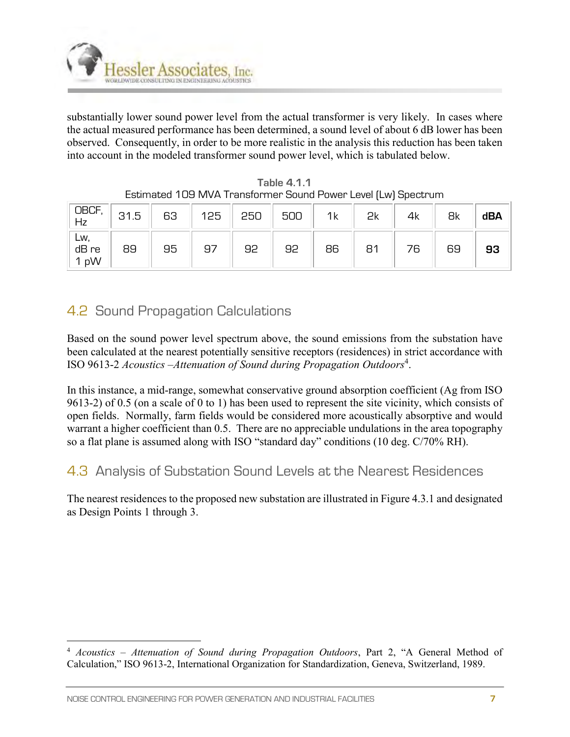substantially lower sound power level from the actual transformer is very likely. In cases where the actual measured performance has been determined, a sound level of about 6 dB lower has been observed. Consequently, in order to be more realistic in the analysis this reduction has been taken into account in the modeled transformer sound power level, which is tabulated below.

**Table 4.1.1**
Estimated 109 MVA Transformer Sound Power Level (Lw) Spectrum

| OBCF, Hz | 31.5 | 63 | 125 | 250 | 500 | 1k | 2k | 4k | 8k | **dBA** |
|---|---|---|---|---|---|---|---|---|---|---|
| Lw, dB re 1 pW | 89 | 95 | 97 | 92 | 92 | 86 | 81 | 76 | 69 | **93** |

## 4.2 Sound Propagation Calculations

Based on the sound power level spectrum above, the sound emissions from the substation have been calculated at the nearest potentially sensitive receptors (residences) in strict accordance with ISO 9613-2 *Acoustics –Attenuation of Sound during Propagation Outdoors*[4].

In this instance, a mid-range, somewhat conservative ground absorption coefficient (Ag from ISO 9613-2) of 0.5 (on a scale of 0 to 1) has been used to represent the site vicinity, which consists of open fields. Normally, farm fields would be considered more acoustically absorptive and would warrant a higher coefficient than 0.5. There are no appreciable undulations in the area topography so a flat plane is assumed along with ISO "standard day" conditions (10 deg. C/70% RH).

## 4.3 Analysis of Substation Sound Levels at the Nearest Residences

The nearest residences to the proposed new substation are illustrated in Figure 4.3.1 and designated as Design Points 1 through 3.

---

[4] *Acoustics – Attenuation of Sound during Propagation Outdoors*, Part 2, "A General Method of Calculation," ISO 9613-2, International Organization for Standardization, Geneva, Switzerland, 1989.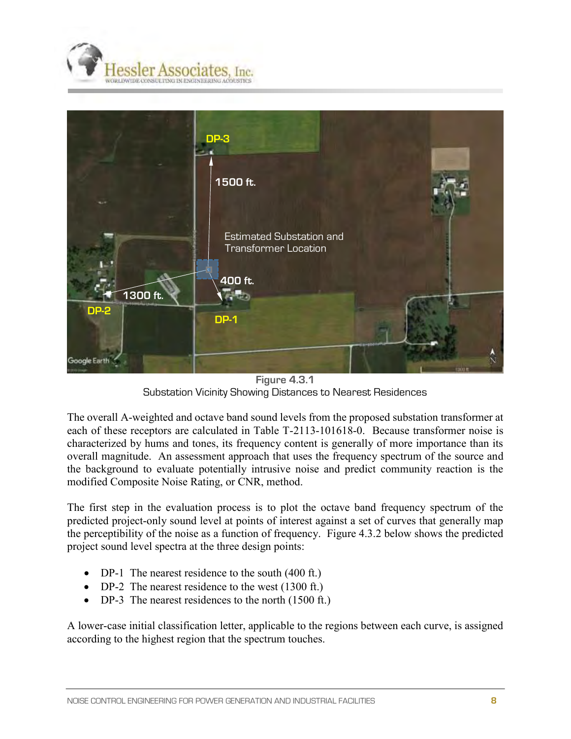Figure 4.3.1
Substation Vicinity Showing Distances to Nearest Residences

The overall A-weighted and octave band sound levels from the proposed substation transformer at each of these receptors are calculated in Table T-2113-101618-0. Because transformer noise is characterized by hums and tones, its frequency content is generally of more importance than its overall magnitude. An assessment approach that uses the frequency spectrum of the source and the background to evaluate potentially intrusive noise and predict community reaction is the modified Composite Noise Rating, or CNR, method.

The first step in the evaluation process is to plot the octave band frequency spectrum of the predicted project-only sound level at points of interest against a set of curves that generally map the perceptibility of the noise as a function of frequency. Figure 4.3.2 below shows the predicted project sound level spectra at the three design points:

- DP-1 The nearest residence to the south (400 ft.)
- DP-2 The nearest residence to the west (1300 ft.)
- DP-3 The nearest residences to the north (1500 ft.)

A lower-case initial classification letter, applicable to the regions between each curve, is assigned according to the highest region that the spectrum touches.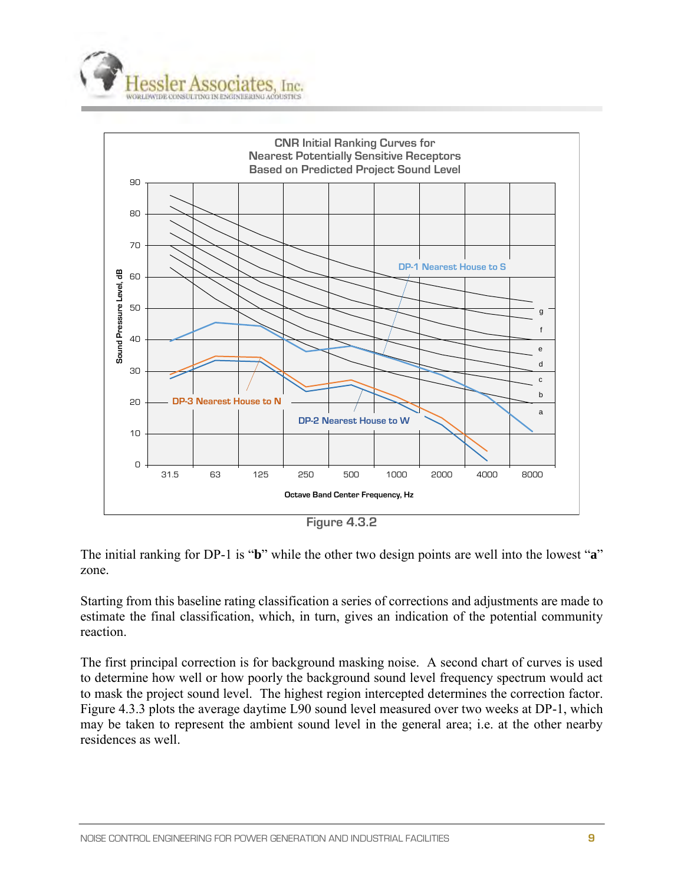Figure 4.3.2

The initial ranking for DP-1 is "**b**" while the other two design points are well into the lowest "**a**" zone.

Starting from this baseline rating classification a series of corrections and adjustments are made to estimate the final classification, which, in turn, gives an indication of the potential community reaction.

The first principal correction is for background masking noise. A second chart of curves is used to determine how well or how poorly the background sound level frequency spectrum would act to mask the project sound level. The highest region intercepted determines the correction factor. Figure 4.3.3 plots the average daytime L90 sound level measured over two weeks at DP-1, which may be taken to represent the ambient sound level in the general area; i.e. at the other nearby residences as well.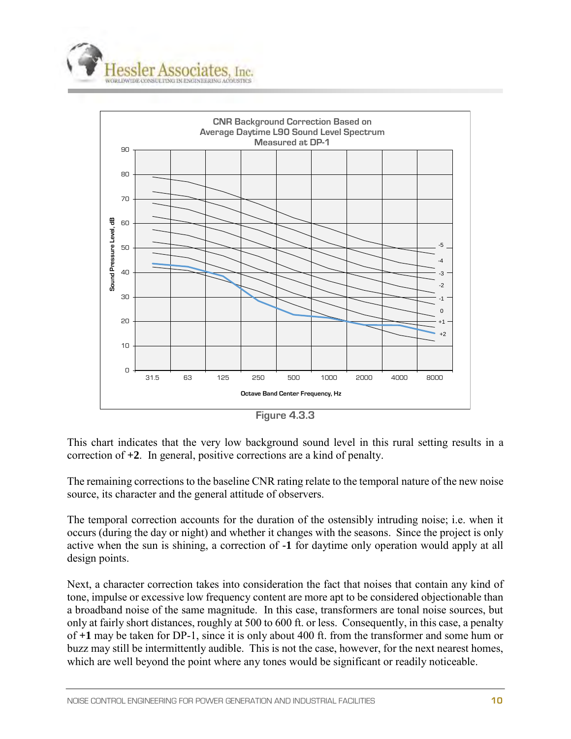CNR Background Correction Based on Average Daytime L90 Sound Level Spectrum Measured at DP-1

Figure 4.3.3

This chart indicates that the very low background sound level in this rural setting results in a correction of **+2**. In general, positive corrections are a kind of penalty.

The remaining corrections to the baseline CNR rating relate to the temporal nature of the new noise source, its character and the general attitude of observers.

The temporal correction accounts for the duration of the ostensibly intruding noise; i.e. when it occurs (during the day or night) and whether it changes with the seasons. Since the project is only active when the sun is shining, a correction of **-1** for daytime only operation would apply at all design points.

Next, a character correction takes into consideration the fact that noises that contain any kind of tone, impulse or excessive low frequency content are more apt to be considered objectionable than a broadband noise of the same magnitude. In this case, transformers are tonal noise sources, but only at fairly short distances, roughly at 500 to 600 ft. or less. Consequently, in this case, a penalty of **+1** may be taken for DP-1, since it is only about 400 ft. from the transformer and some hum or buzz may still be intermittently audible. This is not the case, however, for the next nearest homes, which are well beyond the point where any tones would be significant or readily noticeable.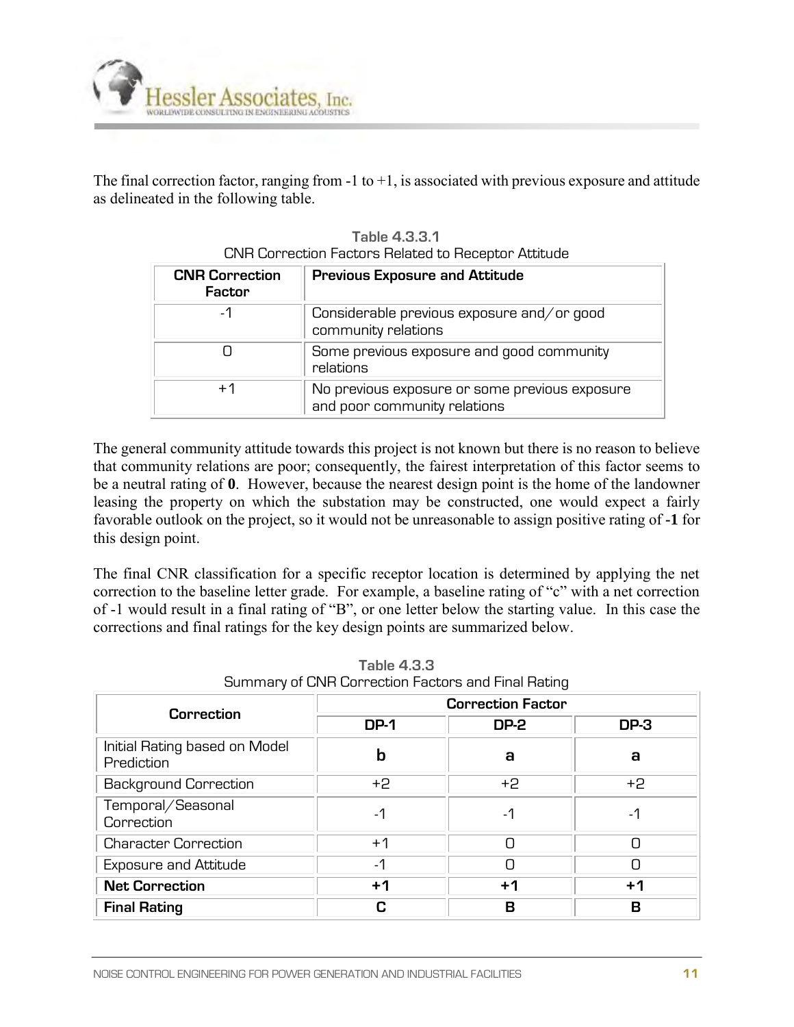The final correction factor, ranging from -1 to +1, is associated with previous exposure and attitude as delineated in the following table.

**Table 4.3.3.1**
CNR Correction Factors Related to Receptor Attitude

| CNR Correction Factor | Previous Exposure and Attitude |
|---|---|
| -1 | Considerable previous exposure and/or good community relations |
| 0 | Some previous exposure and good community relations |
| +1 | No previous exposure or some previous exposure and poor community relations |

The general community attitude towards this project is not known but there is no reason to believe that community relations are poor; consequently, the fairest interpretation of this factor seems to be a neutral rating of **0**. However, because the nearest design point is the home of the landowner leasing the property on which the substation may be constructed, one would expect a fairly favorable outlook on the project, so it would not be unreasonable to assign positive rating of **-1** for this design point.

The final CNR classification for a specific receptor location is determined by applying the net correction to the baseline letter grade. For example, a baseline rating of "c" with a net correction of -1 would result in a final rating of "B", or one letter below the starting value. In this case the corrections and final ratings for the key design points are summarized below.

**Table 4.3.3**
Summary of CNR Correction Factors and Final Rating

| Correction | Correction Factor | | |
|---|---|---|---|
| | DP-1 | DP-2 | DP-3 |
| Initial Rating based on Model Prediction | **b** | **a** | **a** |
| Background Correction | +2 | +2 | +2 |
| Temporal/Seasonal Correction | -1 | -1 | -1 |
| Character Correction | +1 | 0 | 0 |
| Exposure and Attitude | -1 | 0 | 0 |
| **Net Correction** | **+1** | **+1** | **+1** |
| **Final Rating** | **C** | **B** | **B** |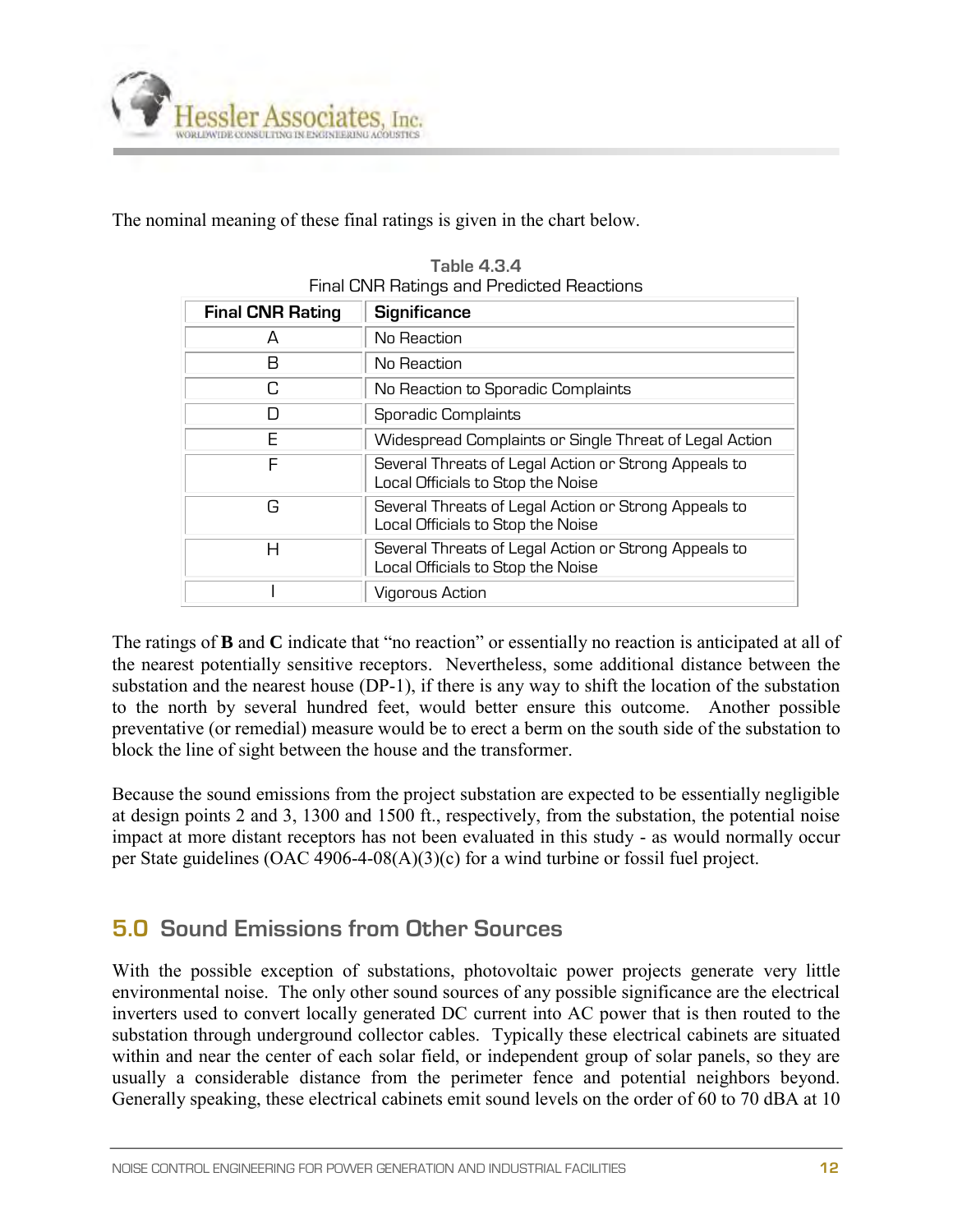The nominal meaning of these final ratings is given in the chart below.

Table 4.3.4
Final CNR Ratings and Predicted Reactions

| Final CNR Rating | Significance |
|---|---|
| A | No Reaction |
| B | No Reaction |
| C | No Reaction to Sporadic Complaints |
| D | Sporadic Complaints |
| E | Widespread Complaints or Single Threat of Legal Action |
| F | Several Threats of Legal Action or Strong Appeals to Local Officials to Stop the Noise |
| G | Several Threats of Legal Action or Strong Appeals to Local Officials to Stop the Noise |
| H | Several Threats of Legal Action or Strong Appeals to Local Officials to Stop the Noise |
| I | Vigorous Action |

The ratings of **B** and **C** indicate that "no reaction" or essentially no reaction is anticipated at all of the nearest potentially sensitive receptors. Nevertheless, some additional distance between the substation and the nearest house (DP-1), if there is any way to shift the location of the substation to the north by several hundred feet, would better ensure this outcome. Another possible preventative (or remedial) measure would be to erect a berm on the south side of the substation to block the line of sight between the house and the transformer.

Because the sound emissions from the project substation are expected to be essentially negligible at design points 2 and 3, 1300 and 1500 ft., respectively, from the substation, the potential noise impact at more distant receptors has not been evaluated in this study - as would normally occur per State guidelines (OAC 4906-4-08(A)(3)(c) for a wind turbine or fossil fuel project.

## 5.0 Sound Emissions from Other Sources

With the possible exception of substations, photovoltaic power projects generate very little environmental noise. The only other sound sources of any possible significance are the electrical inverters used to convert locally generated DC current into AC power that is then routed to the substation through underground collector cables. Typically these electrical cabinets are situated within and near the center of each solar field, or independent group of solar panels, so they are usually a considerable distance from the perimeter fence and potential neighbors beyond. Generally speaking, these electrical cabinets emit sound levels on the order of 60 to 70 dBA at 10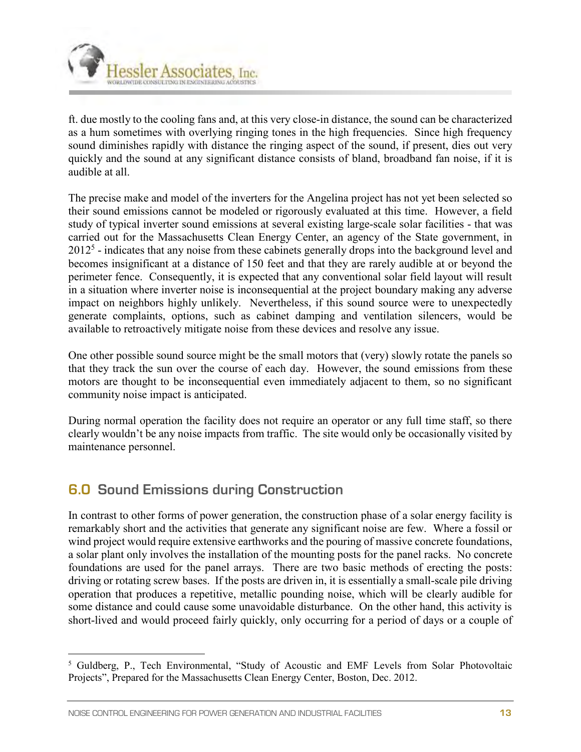ft. due mostly to the cooling fans and, at this very close-in distance, the sound can be characterized as a hum sometimes with overlying ringing tones in the high frequencies. Since high frequency sound diminishes rapidly with distance the ringing aspect of the sound, if present, dies out very quickly and the sound at any significant distance consists of bland, broadband fan noise, if it is audible at all.

The precise make and model of the inverters for the Angelina project has not yet been selected so their sound emissions cannot be modeled or rigorously evaluated at this time. However, a field study of typical inverter sound emissions at several existing large-scale solar facilities - that was carried out for the Massachusetts Clean Energy Center, an agency of the State government, in 2012[5] - indicates that any noise from these cabinets generally drops into the background level and becomes insignificant at a distance of 150 feet and that they are rarely audible at or beyond the perimeter fence. Consequently, it is expected that any conventional solar field layout will result in a situation where inverter noise is inconsequential at the project boundary making any adverse impact on neighbors highly unlikely. Nevertheless, if this sound source were to unexpectedly generate complaints, options, such as cabinet damping and ventilation silencers, would be available to retroactively mitigate noise from these devices and resolve any issue.

One other possible sound source might be the small motors that (very) slowly rotate the panels so that they track the sun over the course of each day. However, the sound emissions from these motors are thought to be inconsequential even immediately adjacent to them, so no significant community noise impact is anticipated.

During normal operation the facility does not require an operator or any full time staff, so there clearly wouldn't be any noise impacts from traffic. The site would only be occasionally visited by maintenance personnel.

## 6.0 Sound Emissions during Construction

In contrast to other forms of power generation, the construction phase of a solar energy facility is remarkably short and the activities that generate any significant noise are few. Where a fossil or wind project would require extensive earthworks and the pouring of massive concrete foundations, a solar plant only involves the installation of the mounting posts for the panel racks. No concrete foundations are used for the panel arrays. There are two basic methods of erecting the posts: driving or rotating screw bases. If the posts are driven in, it is essentially a small-scale pile driving operation that produces a repetitive, metallic pounding noise, which will be clearly audible for some distance and could cause some unavoidable disturbance. On the other hand, this activity is short-lived and would proceed fairly quickly, only occurring for a period of days or a couple of

[5] Guldberg, P., Tech Environmental, "Study of Acoustic and EMF Levels from Solar Photovoltaic Projects", Prepared for the Massachusetts Clean Energy Center, Boston, Dec. 2012.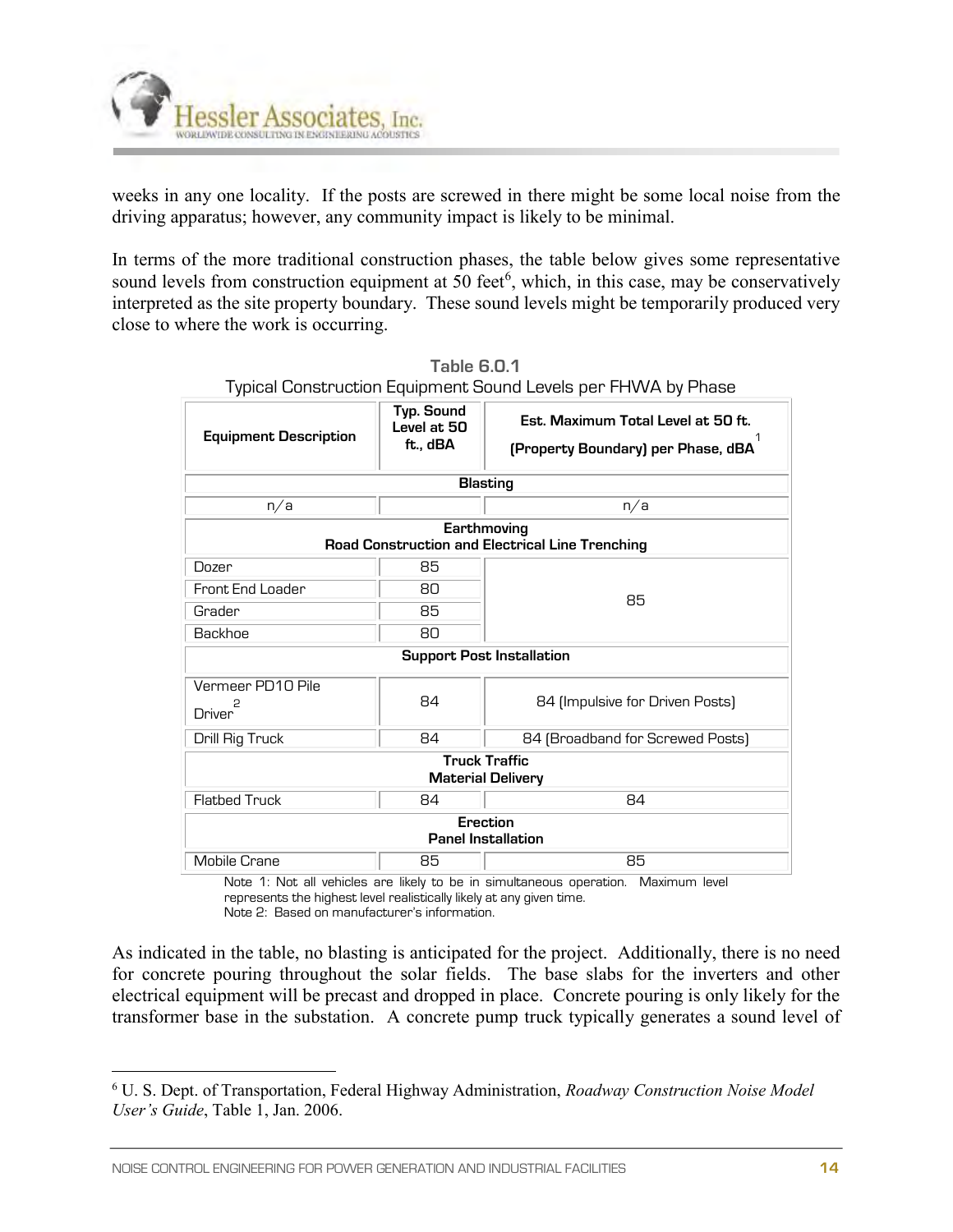weeks in any one locality. If the posts are screwed in there might be some local noise from the driving apparatus; however, any community impact is likely to be minimal.

In terms of the more traditional construction phases, the table below gives some representative sound levels from construction equipment at 50 feet[6], which, in this case, may be conservatively interpreted as the site property boundary. These sound levels might be temporarily produced very close to where the work is occurring.

**Table 6.0.1**
Typical Construction Equipment Sound Levels per FHWA by Phase

| Equipment Description | Typ. Sound Level at 50 ft., dBA | Est. Maximum Total Level at 50 ft. (Property Boundary) per Phase, dBA[1] |
|---|---|---|
| **Blasting** | | |
| n/a | | n/a |
| **Earthmoving — Road Construction and Electrical Line Trenching** | | |
| Dozer | 85 | 85 |
| Front End Loader | 80 | |
| Grader | 85 | |
| Backhoe | 80 | |
| **Support Post Installation** | | |
| Vermeer PD10 Pile Driver[2] | 84 | 84 (Impulsive for Driven Posts) |
| Drill Rig Truck | 84 | 84 (Broadband for Screwed Posts) |
| **Truck Traffic — Material Delivery** | | |
| Flatbed Truck | 84 | 84 |
| **Erection — Panel Installation** | | |
| Mobile Crane | 85 | 85 |

Note 1: Not all vehicles are likely to be in simultaneous operation. Maximum level represents the highest level realistically likely at any given time.
Note 2: Based on manufacturer's information.

As indicated in the table, no blasting is anticipated for the project. Additionally, there is no need for concrete pouring throughout the solar fields. The base slabs for the inverters and other electrical equipment will be precast and dropped in place. Concrete pouring is only likely for the transformer base in the substation. A concrete pump truck typically generates a sound level of

[6] U. S. Dept. of Transportation, Federal Highway Administration, *Roadway Construction Noise Model User's Guide*, Table 1, Jan. 2006.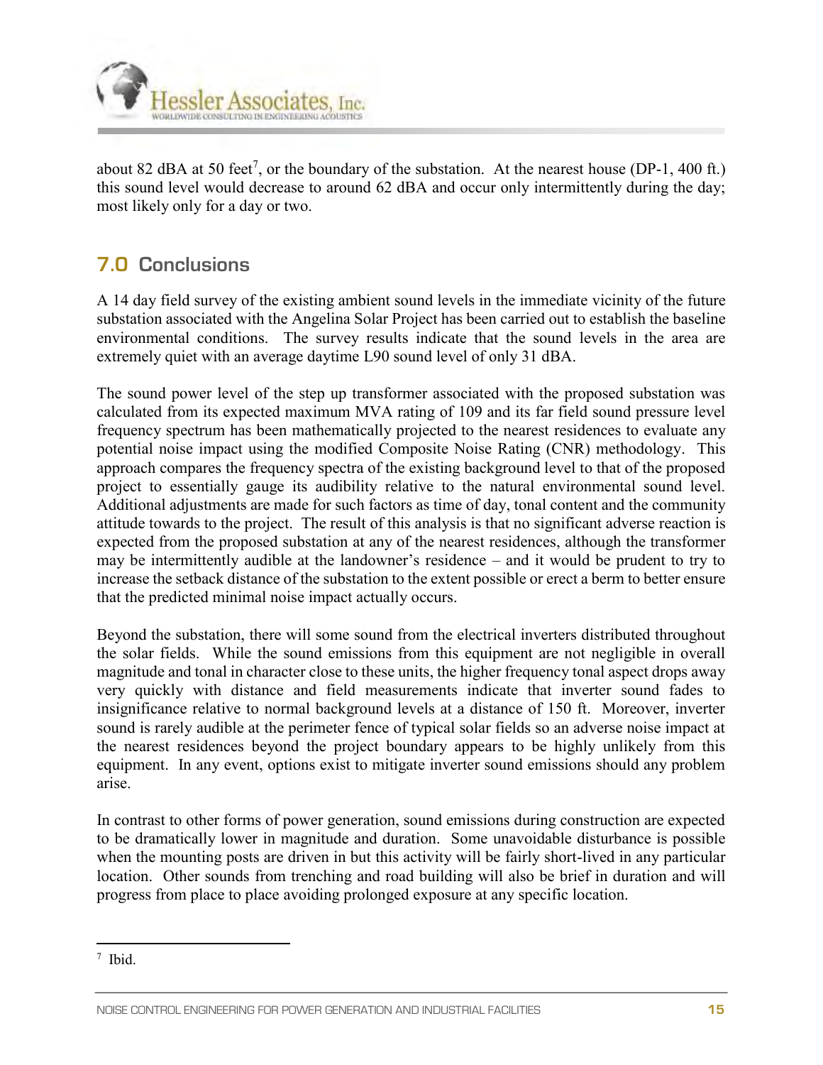about 82 dBA at 50 feet[7], or the boundary of the substation. At the nearest house (DP-1, 400 ft.) this sound level would decrease to around 62 dBA and occur only intermittently during the day; most likely only for a day or two.

## 7.0 Conclusions

A 14 day field survey of the existing ambient sound levels in the immediate vicinity of the future substation associated with the Angelina Solar Project has been carried out to establish the baseline environmental conditions. The survey results indicate that the sound levels in the area are extremely quiet with an average daytime L90 sound level of only 31 dBA.

The sound power level of the step up transformer associated with the proposed substation was calculated from its expected maximum MVA rating of 109 and its far field sound pressure level frequency spectrum has been mathematically projected to the nearest residences to evaluate any potential noise impact using the modified Composite Noise Rating (CNR) methodology. This approach compares the frequency spectra of the existing background level to that of the proposed project to essentially gauge its audibility relative to the natural environmental sound level. Additional adjustments are made for such factors as time of day, tonal content and the community attitude towards to the project. The result of this analysis is that no significant adverse reaction is expected from the proposed substation at any of the nearest residences, although the transformer may be intermittently audible at the landowner's residence – and it would be prudent to try to increase the setback distance of the substation to the extent possible or erect a berm to better ensure that the predicted minimal noise impact actually occurs.

Beyond the substation, there will some sound from the electrical inverters distributed throughout the solar fields. While the sound emissions from this equipment are not negligible in overall magnitude and tonal in character close to these units, the higher frequency tonal aspect drops away very quickly with distance and field measurements indicate that inverter sound fades to insignificance relative to normal background levels at a distance of 150 ft. Moreover, inverter sound is rarely audible at the perimeter fence of typical solar fields so an adverse noise impact at the nearest residences beyond the project boundary appears to be highly unlikely from this equipment. In any event, options exist to mitigate inverter sound emissions should any problem arise.

In contrast to other forms of power generation, sound emissions during construction are expected to be dramatically lower in magnitude and duration. Some unavoidable disturbance is possible when the mounting posts are driven in but this activity will be fairly short-lived in any particular location. Other sounds from trenching and road building will also be brief in duration and will progress from place to place avoiding prolonged exposure at any specific location.

[7] Ibid.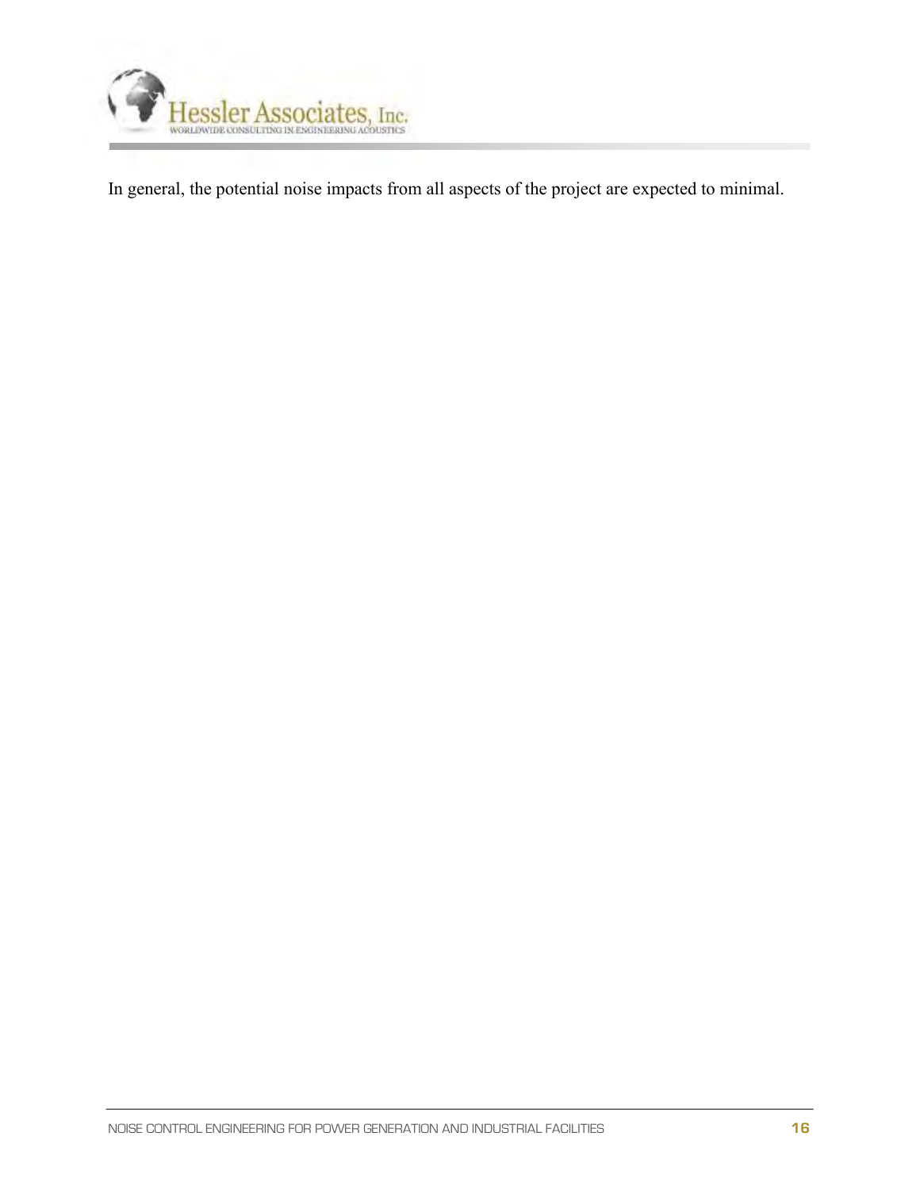In general, the potential noise impacts from all aspects of the project are expected to minimal.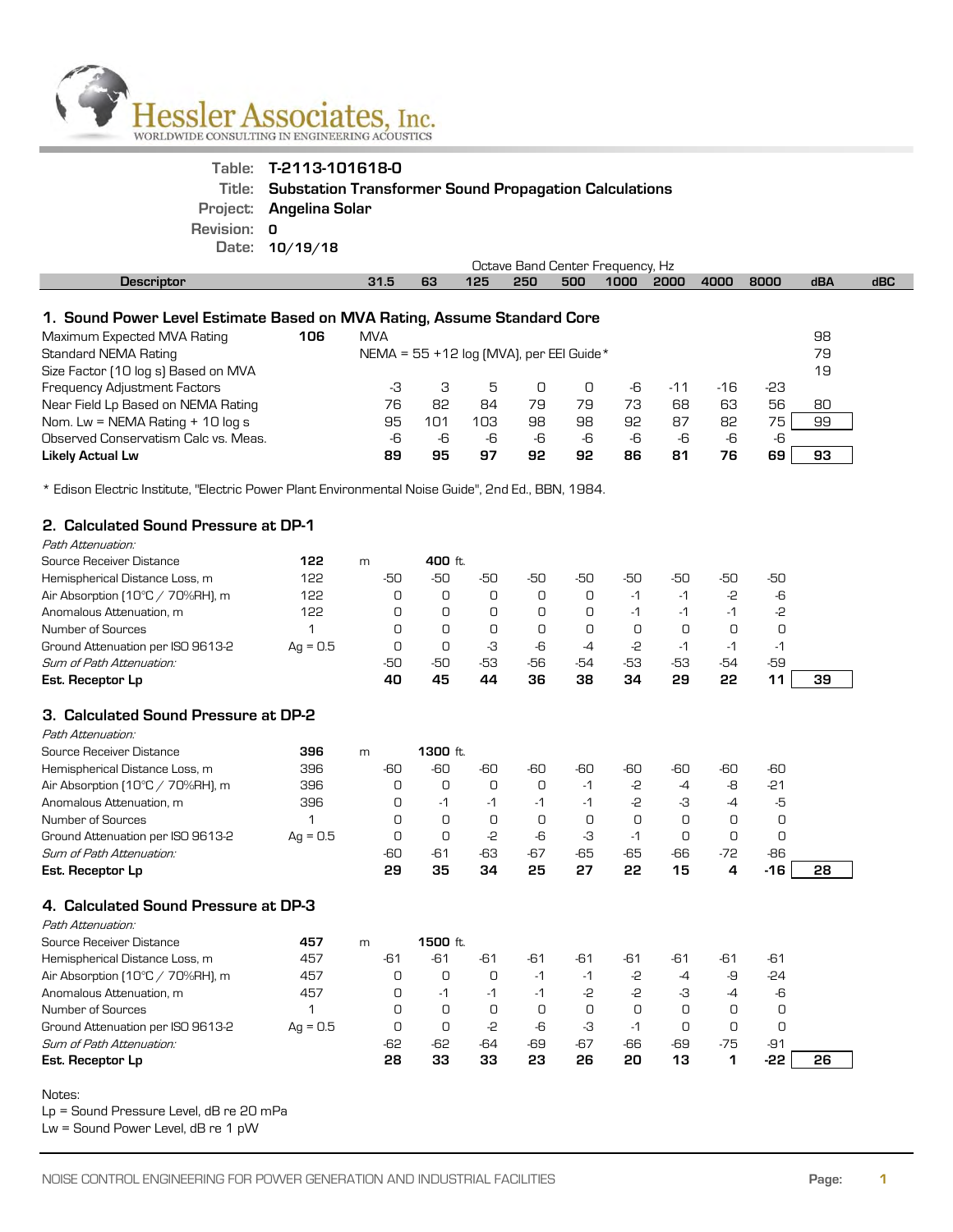Hessler Associates, Inc.
WORLDWIDE CONSULTING IN ENGINEERING ACOUSTICS

**Table:** T-2113-101618-0
**Title:** Substation Transformer Sound Propagation Calculations
**Project:** Angelina Solar
**Revision:** 0
**Date:** 10/19/18

| Descriptor | | | 31.5 | 63 | 125 | 250 | 500 | 1000 | 2000 | 4000 | 8000 | dBA | dBC |
|---|---|---|---|---|---|---|---|---|---|---|---|---|---|
| | | | Octave Band Center Frequency, Hz | | | | | | | | | | |
| **1. Sound Power Level Estimate Based on MVA Rating, Assume Standard Core** | | | | | | | | | | | | | |
| Maximum Expected MVA Rating | **106** | MVA | | | | | | | | | | 98 | |
| Standard NEMA Rating | | NEMA = 55 +12 log (MVA), per EEI Guide* | | | | | | | | | | 79 | |
| Size Factor (10 log s) Based on MVA | | | | | | | | | | | | 19 | |
| Frequency Adjustment Factors | | | -3 | 3 | 5 | 0 | 0 | -6 | -11 | -16 | -23 | | |
| Near Field Lp Based on NEMA Rating | | | 76 | 82 | 84 | 79 | 79 | 73 | 68 | 63 | 56 | 80 | |
| Nom. Lw = NEMA Rating + 10 log s | | | 95 | 101 | 103 | 98 | 98 | 92 | 87 | 82 | 75 | 99 | |
| Observed Conservatism Calc vs. Meas. | | | -6 | -6 | -6 | -6 | -6 | -6 | -6 | -6 | -6 | | |
| **Likely Actual Lw** | | | **89** | **95** | **97** | **92** | **92** | **86** | **81** | **76** | **69** | **93** | |

\* Edison Electric Institute, "Electric Power Plant Environmental Noise Guide", 2nd Ed., BBN, 1984.

## 2. Calculated Sound Pressure at DP-1

| *Path Attenuation:* | | | 31.5 | 63 | 125 | 250 | 500 | 1000 | 2000 | 4000 | 8000 | dBA |
|---|---|---|---|---|---|---|---|---|---|---|---|---|
| Source Receiver Distance | **122** | m | | **400** ft. | | | | | | | | |
| Hemispherical Distance Loss, m | 122 | | -50 | -50 | -50 | -50 | -50 | -50 | -50 | -50 | -50 | |
| Air Absorption (10°C / 70%RH), m | 122 | | 0 | 0 | 0 | 0 | 0 | -1 | -1 | -2 | -6 | |
| Anomalous Attenuation, m | 122 | | 0 | 0 | 0 | 0 | 0 | -1 | -1 | -1 | -2 | |
| Number of Sources | 1 | | 0 | 0 | 0 | 0 | 0 | 0 | 0 | 0 | 0 | |
| Ground Attenuation per ISO 9613-2 | Ag = 0.5 | | 0 | 0 | -3 | -6 | -4 | -2 | -1 | -1 | -1 | |
| *Sum of Path Attenuation:* | | | -50 | -50 | -53 | -56 | -54 | -53 | -53 | -54 | -59 | |
| **Est. Receptor Lp** | | | **40** | **45** | **44** | **36** | **38** | **34** | **29** | **22** | **11** | **39** |

## 3. Calculated Sound Pressure at DP-2

| *Path Attenuation:* | | | 31.5 | 63 | 125 | 250 | 500 | 1000 | 2000 | 4000 | 8000 | dBA |
|---|---|---|---|---|---|---|---|---|---|---|---|---|
| Source Receiver Distance | **396** | m | | **1300** ft. | | | | | | | | |
| Hemispherical Distance Loss, m | 396 | | -60 | -60 | -60 | -60 | -60 | -60 | -60 | -60 | -60 | |
| Air Absorption (10°C / 70%RH), m | 396 | | 0 | 0 | 0 | 0 | -1 | -2 | -4 | -8 | -21 | |
| Anomalous Attenuation, m | 396 | | 0 | -1 | -1 | -1 | -1 | -2 | -3 | -4 | -5 | |
| Number of Sources | 1 | | 0 | 0 | 0 | 0 | 0 | 0 | 0 | 0 | 0 | |
| Ground Attenuation per ISO 9613-2 | Ag = 0.5 | | 0 | 0 | -2 | -6 | -3 | -1 | 0 | 0 | 0 | |
| *Sum of Path Attenuation:* | | | -60 | -61 | -63 | -67 | -65 | -65 | -66 | -72 | -86 | |
| **Est. Receptor Lp** | | | **29** | **35** | **34** | **25** | **27** | **22** | **15** | **4** | **-16** | **28** |

## 4. Calculated Sound Pressure at DP-3

| *Path Attenuation:* | | | 31.5 | 63 | 125 | 250 | 500 | 1000 | 2000 | 4000 | 8000 | dBA |
|---|---|---|---|---|---|---|---|---|---|---|---|---|
| Source Receiver Distance | **457** | m | | **1500** ft. | | | | | | | | |
| Hemispherical Distance Loss, m | 457 | | -61 | -61 | -61 | -61 | -61 | -61 | -61 | -61 | -61 | |
| Air Absorption (10°C / 70%RH), m | 457 | | 0 | 0 | 0 | -1 | -1 | -2 | -4 | -9 | -24 | |
| Anomalous Attenuation, m | 457 | | 0 | -1 | -1 | -1 | -2 | -2 | -3 | -4 | -6 | |
| Number of Sources | 1 | | 0 | 0 | 0 | 0 | 0 | 0 | 0 | 0 | 0 | |
| Ground Attenuation per ISO 9613-2 | Ag = 0.5 | | 0 | 0 | -2 | -6 | -3 | -1 | 0 | 0 | 0 | |
| *Sum of Path Attenuation:* | | | -62 | -62 | -64 | -69 | -67 | -66 | -69 | -75 | -91 | |
| **Est. Receptor Lp** | | | **28** | **33** | **33** | **23** | **26** | **20** | **13** | **1** | **-22** | **26** |

Notes:
Lp = Sound Pressure Level, dB re 20 mPa
Lw = Sound Power Level, dB re 1 pW

NOISE CONTROL ENGINEERING FOR POWER GENERATION AND INDUSTRIAL FACILITIES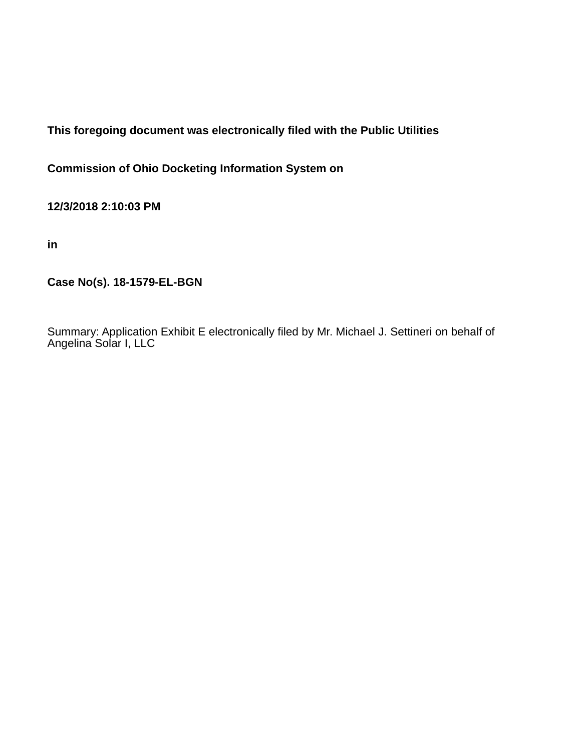**This foregoing document was electronically filed with the Public Utilities**

**Commission of Ohio Docketing Information System on**

**12/3/2018 2:10:03 PM**

**in**

**Case No(s). 18-1579-EL-BGN**

Summary: Application Exhibit E electronically filed by Mr. Michael J. Settineri on behalf of Angelina Solar I, LLC